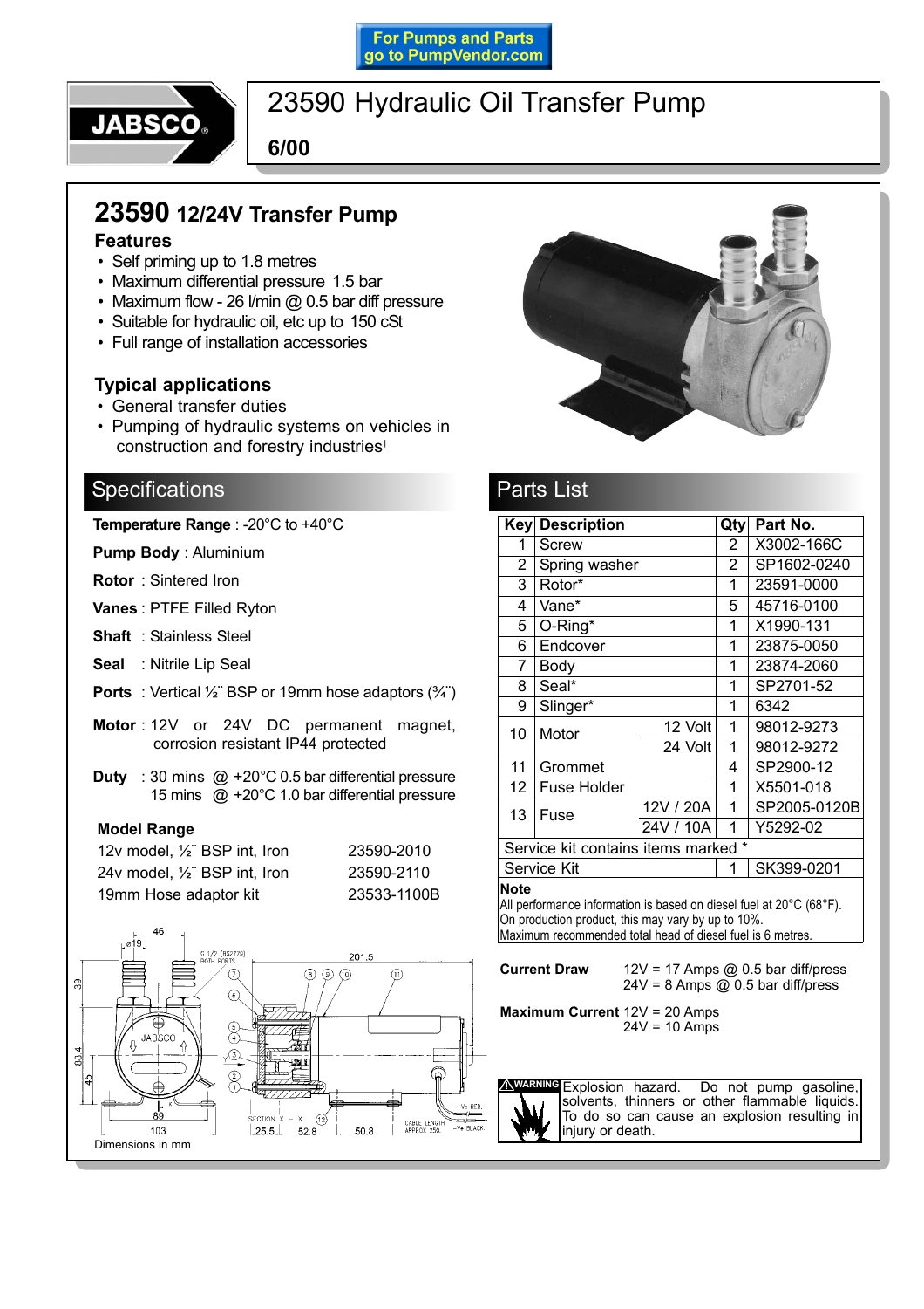For Pumps and Parts go to PumpVendor.com

JABSCO®

# 23590 Hydraulic Oil Transfer Pump

**6/00**

## 23590 12/24V Transfer Pump

### Features

- Self priming up to 1.8 metres
- Maximum differential pressure 1.5 bar
- Maximum flow - 26 l/min @ 0.5 bar diff pressure
- Suitable for hydraulic oil, etc up to 150 cSt
- Full range of installation accessories

### Typical applications

- General transfer duties
- Pumping of hydraulic systems on vehicles in construction and forestry industries†

## Specifications

**Temperature Range** : -20°C to +40°C

**Pump Body** : Aluminium

**Rotor** : Sintered Iron

**Vanes** : PTFE Filled Ryton

**Shaft** : Stainless Steel

**Seal** : Nitrile Lip Seal

**Ports** : Vertical ½¨ BSP or 19mm hose adaptors (¾¨)

**Motor** : 12V or 24V DC permanent magnet, corrosion resistant IP44 protected

**Duty** : 30 mins @ +20°C 0.5 bar differential pressure
15 mins @ +20°C 1.0 bar differential pressure

### Model Range

| | |
|---|---|
| 12v model, ½¨ BSP int, Iron | 23590-2010 |
| 24v model, ½¨ BSP int, Iron | 23590-2110 |
| 19mm Hose adaptor kit | 23533-1100B |

Dimensions in mm

## Parts List

| Key | Description | | Qty | Part No. |
|---|---|---|---|---|
| 1 | Screw | | 2 | X3002-166C |
| 2 | Spring washer | | 2 | SP1602-0240 |
| 3 | Rotor* | | 1 | 23591-0000 |
| 4 | Vane* | | 5 | 45716-0100 |
| 5 | O-Ring* | | 1 | X1990-131 |
| 6 | Endcover | | 1 | 23875-0050 |
| 7 | Body | | 1 | 23874-2060 |
| 8 | Seal* | | 1 | SP2701-52 |
| 9 | Slinger* | | 1 | 6342 |
| 10 | Motor | 12 Volt | 1 | 98012-9273 |
| | | 24 Volt | 1 | 98012-9272 |
| 11 | Grommet | | 4 | SP2900-12 |
| 12 | Fuse Holder | | 1 | X5501-018 |
| 13 | Fuse | 12V / 20A | 1 | SP2005-0120B |
| | | 24V / 10A | 1 | Y5292-02 |
| Service kit contains items marked * | | | | |
| Service Kit | | | 1 | SK399-0201 |

**Note**
All performance information is based on diesel fuel at 20°C (68°F).
On production product, this may vary by up to 10%.
Maximum recommended total head of diesel fuel is 6 metres.

**Current Draw** 12V = 17 Amps @ 0.5 bar diff/press
24V = 8 Amps @ 0.5 bar diff/press

**Maximum Current** 12V = 20 Amps
24V = 10 Amps

**WARNING** Explosion hazard. Do not pump gasoline, solvents, thinners or other flammable liquids. To do so can cause an explosion resulting in injury or death.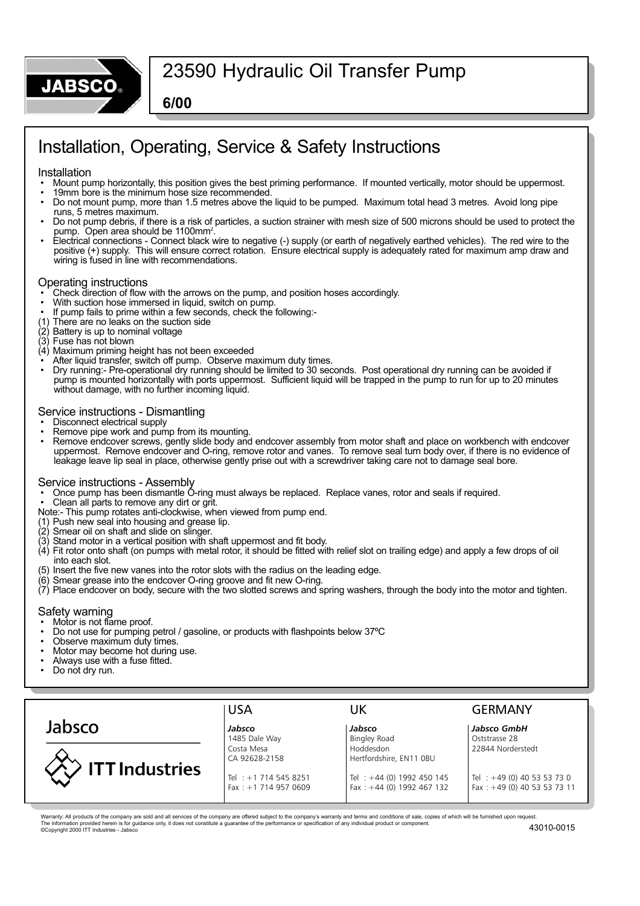# 23590 Hydraulic Oil Transfer Pump

**6/00**

## Installation, Operating, Service & Safety Instructions

### Installation

- Mount pump horizontally, this position gives the best priming performance. If mounted vertically, motor should be uppermost.
- 19mm bore is the minimum hose size recommended.
- Do not mount pump, more than 1.5 metres above the liquid to be pumped. Maximum total head 3 metres. Avoid long pipe runs, 5 metres maximum.
- Do not pump debris, if there is a risk of particles, a suction strainer with mesh size of 500 microns should be used to protect the pump. Open area should be 1100mm$^2$.
- Electrical connections - Connect black wire to negative (-) supply (or earth of negatively earthed vehicles). The red wire to the positive (+) supply. This will ensure correct rotation. Ensure electrical supply is adequately rated for maximum amp draw and wiring is fused in line with recommendations.

### Operating instructions

- Check direction of flow with the arrows on the pump, and position hoses accordingly.
- With suction hose immersed in liquid, switch on pump.
- If pump fails to prime within a few seconds, check the following:-

(1) There are no leaks on the suction side
(2) Battery is up to nominal voltage
(3) Fuse has not blown
(4) Maximum priming height has not been exceeded

- After liquid transfer, switch off pump. Observe maximum duty times.
- Dry running:- Pre-operational dry running should be limited to 30 seconds. Post operational dry running can be avoided if pump is mounted horizontally with ports uppermost. Sufficient liquid will be trapped in the pump to run for up to 20 minutes without damage, with no further incoming liquid.

### Service instructions - Dismantling

- Disconnect electrical supply
- Remove pipe work and pump from its mounting.
- Remove endcover screws, gently slide body and endcover assembly from motor shaft and place on workbench with endcover uppermost. Remove endcover and O-ring, remove rotor and vanes. To remove seal turn body over, if there is no evidence of leakage leave lip seal in place, otherwise gently prise out with a screwdriver taking care not to damage seal bore.

### Service instructions - Assembly

- Once pump has been dismantle O-ring must always be replaced. Replace vanes, rotor and seals if required.
- Clean all parts to remove any dirt or grit.

Note:- This pump rotates anti-clockwise, when viewed from pump end.

(1) Push new seal into housing and grease lip.
(2) Smear oil on shaft and slide on slinger.
(3) Stand motor in a vertical position with shaft uppermost and fit body.
(4) Fit rotor onto shaft (on pumps with metal rotor, it should be fitted with relief slot on trailing edge) and apply a few drops of oil into each slot.
(5) Insert the five new vanes into the rotor slots with the radius on the leading edge.
(6) Smear grease into the endcover O-ring groove and fit new O-ring.
(7) Place endcover on body, secure with the two slotted screws and spring washers, through the body into the motor and tighten.

### Safety warning

- Motor is not flame proof.
- Do not use for pumping petrol / gasoline, or products with flashpoints below 37ºC
- Observe maximum duty times.
- Motor may become hot during use.
- Always use with a fuse fitted.
- Do not dry run.

Jabsco

ITT Industries

| USA | UK | GERMANY |
|---|---|---|
| ***Jabsco*** | ***Jabsco*** | ***Jabsco GmbH*** |
| 1485 Dale Way | Bingley Road | Oststrasse 28 |
| Costa Mesa | Hoddesdon | 22844 Norderstedt |
| CA 92628-2158 | Hertfordshire, EN11 0BU | |
| Tel : +1 714 545 8251 | Tel : +44 (0) 1992 450 145 | Tel : +49 (0) 40 53 53 73 0 |
| Fax : +1 714 957 0609 | Fax : +44 (0) 1992 467 132 | Fax : +49 (0) 40 53 53 73 11 |

Warranty: All products of the company are sold and all services of the company are offered subject to the company's warranty and terms and conditions of sale, copies of which will be furnished upon request.
The information provided herein is for guidance only, it does not constitute a guarantee of the performance or specification of any individual product or component.
©Copyright 2000 ITT Industries - Jabsco

43010-0015